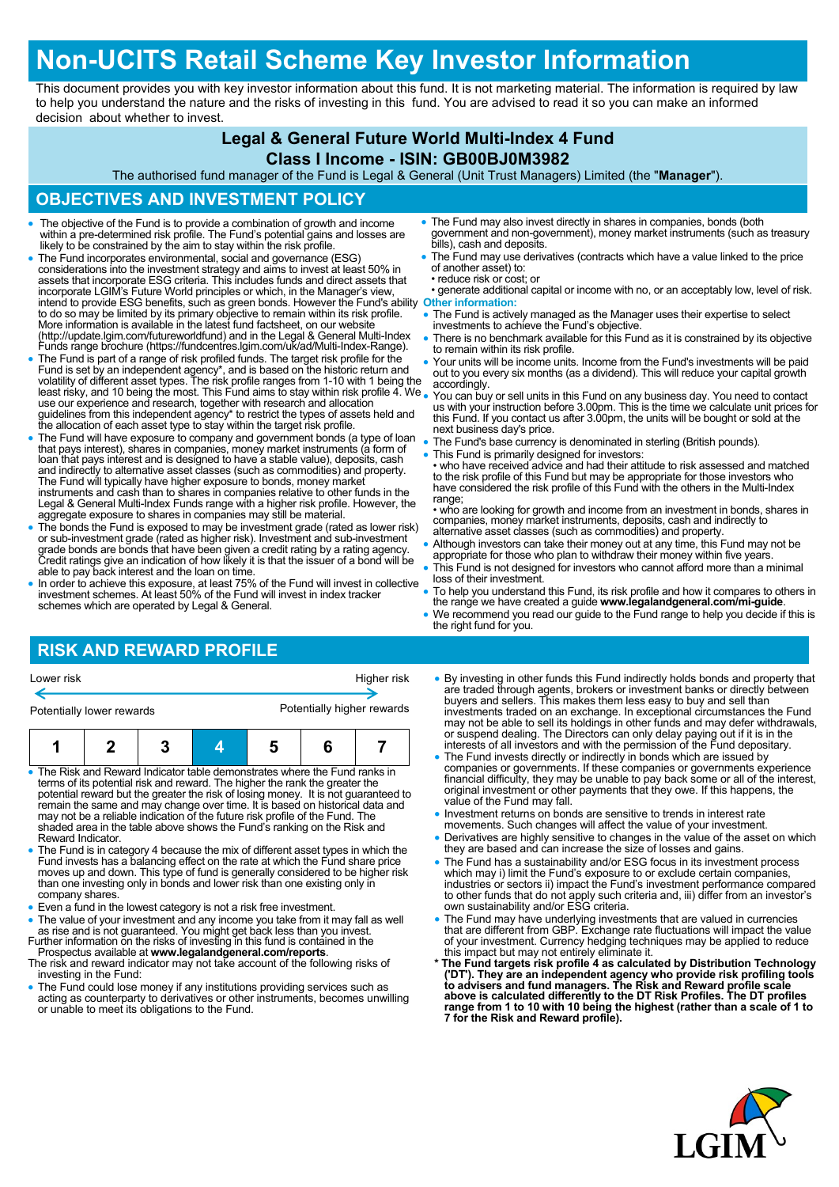# Non-UCITS Retail Scheme Key Investor Information

This document provides you with key investor information about this fund. It is not marketing material. The information is required by law to help you understand the nature and the risks of investing in this fund. You are advised to read it so you can make an informed decision about whether to invest.

## Legal & General Future World Multi-Index 4 Fund
## Class I Income - ISIN: GB00BJ0M3982

The authorised fund manager of the Fund is Legal & General (Unit Trust Managers) Limited (the "**Manager**").

## OBJECTIVES AND INVESTMENT POLICY

- The objective of the Fund is to provide a combination of growth and income within a pre-determined risk profile. The Fund's potential gains and losses are likely to be constrained by the aim to stay within the risk profile.
- The Fund incorporates environmental, social and governance (ESG) considerations into the investment strategy and aims to invest at least 50% in assets that incorporate ESG criteria. This includes funds and direct assets that incorporate LGIM's Future World principles or which, in the Manager's view, intend to provide ESG benefits, such as green bonds. However the Fund's ability to do so may be limited by its primary objective to remain within its risk profile. More information is available in the latest fund factsheet, on our website (http://update.lgim.com/futureworldfund) and in the Legal & General Multi-Index Funds range brochure (https://fundcentres.lgim.com/uk/ad/Multi-Index-Range).
- The Fund is part of a range of risk profiled funds. The target risk profile for the Fund is set by an independent agency*, and is based on the historic return and volatility of different asset types. The risk profile ranges from 1-10 with 1 being the least risky, and 10 being the most. This Fund aims to stay within risk profile 4. We use our experience and research, together with research and allocation guidelines from this independent agency* to restrict the types of assets held and the allocation of each asset type to stay within the target risk profile.
- The Fund will have exposure to company and government bonds (a type of loan that pays interest), shares in companies, money market instruments (a form of loan that pays interest and is designed to have a stable value), deposits, cash and indirectly to alternative asset classes (such as commodities) and property. The Fund will typically have higher exposure to bonds, money market instruments and cash than to shares in companies relative to other funds in the Legal & General Multi-Index Funds range with a higher risk profile. However, the aggregate exposure to shares in companies may still be material.
- The bonds the Fund is exposed to may be investment grade (rated as lower risk) or sub-investment grade (rated as higher risk). Investment and sub-investment grade bonds are bonds that have been given a credit rating by a rating agency. Credit ratings give an indication of how likely it is that the issuer of a bond will be able to pay back interest and the loan on time.
- In order to achieve this exposure, at least 75% of the Fund will invest in collective investment schemes. At least 50% of the Fund will invest in index tracker schemes which are operated by Legal & General.
- The Fund may also invest directly in shares in companies, bonds (both government and non-government), money market instruments (such as treasury bills), cash and deposits.
- The Fund may use derivatives (contracts which have a value linked to the price of another asset) to:
  - • reduce risk or cost; or
  - • generate additional capital or income with no, or an acceptably low, level of risk.

**Other information:**

- The Fund is actively managed as the Manager uses their expertise to select investments to achieve the Fund's objective.
- There is no benchmark available for this Fund as it is constrained by its objective to remain within its risk profile.
- Your units will be income units. Income from the Fund's investments will be paid out to you every six months (as a dividend). This will reduce your capital growth accordingly.
- You can buy or sell units in this Fund on any business day. You need to contact us with your instruction before 3.00pm. This is the time we calculate unit prices for this Fund. If you contact us after 3.00pm, the units will be bought or sold at the next business day's price.
- The Fund's base currency is denominated in sterling (British pounds).
- This Fund is primarily designed for investors:
  - • who have received advice and had their attitude to risk assessed and matched to the risk profile of this Fund but may be appropriate for those investors who have considered the risk profile of this Fund with the others in the Multi-Index range;
  - • who are looking for growth and income from an investment in bonds, shares in companies, money market instruments, deposits, cash and indirectly to alternative asset classes (such as commodities) and property.
- Although investors can take their money out at any time, this Fund may not be appropriate for those who plan to withdraw their money within five years.
- This Fund is not designed for investors who cannot afford more than a minimal loss of their investment.
- To help you understand this Fund, its risk profile and how it compares to others in the range we have created a guide **www.legalandgeneral.com/mi-guide**.
- We recommend you read our guide to the Fund range to help you decide if this is the right fund for you.

## RISK AND REWARD PROFILE

Lower risk ⟵ ⟶ Higher risk

Potentially lower rewards ⟵ ⟶ Potentially higher rewards

| 1 | 2 | 3 | **4** | 5 | 6 | 7 |
|---|---|---|---|---|---|---|

- The Risk and Reward Indicator table demonstrates where the Fund ranks in terms of its potential risk and reward. The higher the rank the greater the potential reward but the greater the risk of losing money. It is not guaranteed to remain the same and may change over time. It is based on historical data and may not be a reliable indication of the future risk profile of the Fund. The shaded area in the table above shows the Fund's ranking on the Risk and Reward Indicator.
- The Fund is in category 4 because the mix of different asset types in which the Fund invests has a balancing effect on the rate at which the Fund share price moves up and down. This type of fund is generally considered to be higher risk than one investing only in bonds and lower risk than one existing only in company shares.
- Even a fund in the lowest category is not a risk free investment.
- The value of your investment and any income you take from it may fall as well as rise and is not guaranteed. You might get back less than you invest.

Further information on the risks of investing in this fund is contained in the Prospectus available at **www.legalandgeneral.com/reports**.

The risk and reward indicator may not take account of the following risks of investing in the Fund:

- The Fund could lose money if any institutions providing services such as acting as counterparty to derivatives or other instruments, becomes unwilling or unable to meet its obligations to the Fund.
- By investing in other funds this Fund indirectly holds bonds and property that are traded through agents, brokers or investment banks or directly between buyers and sellers. This makes them less easy to buy and sell than investments traded on an exchange. In exceptional circumstances the Fund may not be able to sell its holdings in other funds and may defer withdrawals, or suspend dealing. The Directors can only delay paying out if it is in the interests of all investors and with the permission of the Fund depositary.
- The Fund invests directly or indirectly in bonds which are issued by companies or governments. If these companies or governments experience financial difficulty, they may be unable to pay back some or all of the interest, original investment or other payments that they owe. If this happens, the value of the Fund may fall.
- Investment returns on bonds are sensitive to trends in interest rate movements. Such changes will affect the value of your investment.
- Derivatives are highly sensitive to changes in the value of the asset on which they are based and can increase the size of losses and gains.
- The Fund has a sustainability and/or ESG focus in its investment process which may i) limit the Fund's exposure to or exclude certain companies, industries or sectors ii) impact the Fund's investment performance compared to other funds that do not apply such criteria and, iii) differ from an investor's own sustainability and/or ESG criteria.
- The Fund may have underlying investments that are valued in currencies that are different from GBP. Exchange rate fluctuations will impact the value of your investment. Currency hedging techniques may be applied to reduce this impact but may not entirely eliminate it.

\* **The Fund targets risk profile 4 as calculated by Distribution Technology ('DT'). They are an independent agency who provide risk profiling tools to advisers and fund managers. The Risk and Reward profile scale above is calculated differently to the DT Risk Profiles. The DT profiles range from 1 to 10 with 10 being the highest (rather than a scale of 1 to 7 for the Risk and Reward profile).**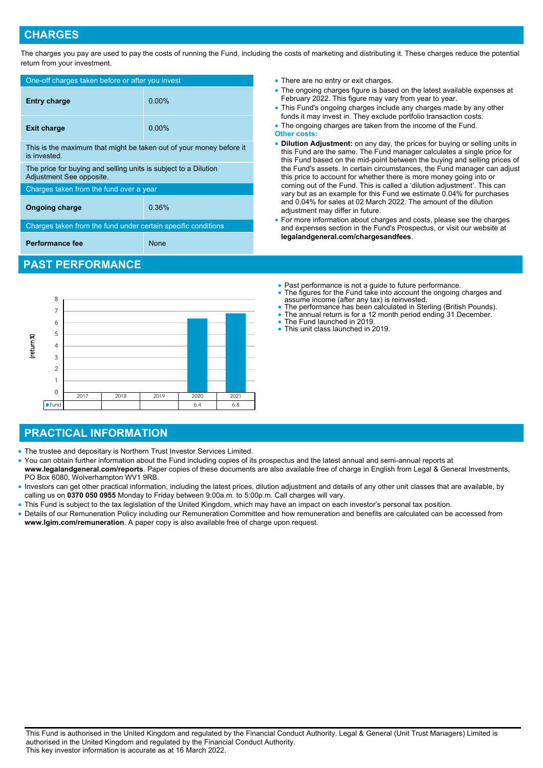## CHARGES

The charges you pay are used to pay the costs of running the Fund, including the costs of marketing and distributing it. These charges reduce the potential return from your investment.

| One-off charges taken before or after you invest | |
|---|---|
| **Entry charge** | 0.00% |
| **Exit charge** | 0.00% |
| This is the maximum that might be taken out of your money before it is invested. | |
| The price for buying and selling units is subject to a Dilution Adjustment See opposite. | |
| Charges taken from the fund over a year | |
| **Ongoing charge** | 0.36% |
| Charges taken from the fund under certain specific conditions | |
| **Performance fee** | None |

- There are no entry or exit charges.
- The ongoing charges figure is based on the latest available expenses at February 2022. This figure may vary from year to year.
- This Fund's ongoing charges include any charges made by any other funds it may invest in. They exclude portfolio transaction costs.
- The ongoing charges are taken from the income of the Fund.

**Other costs:**

- **Dilution Adjustment:** on any day, the prices for buying or selling units in this Fund are the same. The Fund manager calculates a single price for this Fund based on the mid-point between the buying and selling prices of the Fund's assets. In certain circumstances, the Fund manager can adjust this price to account for whether there is more money going into or coming out of the Fund. This is called a 'dilution adjustment'. This can vary but as an example for this Fund we estimate 0.04% for purchases and 0.04% for sales at 02 March 2022. The amount of the dilution adjustment may differ in future.
- For more information about charges and costs, please see the charges and expenses section in the Fund's Prospectus, or visit our website at **legalandgeneral.com/chargesandfees**.

## PAST PERFORMANCE

(return %)
8
7
6
5
4
3
2
1
0
2017 2018 2019 2020 2021
Fund: 6.4 (2020), 6.8 (2021)

- Past performance is not a guide to future performance.
- The figures for the Fund take into account the ongoing charges and assume income (after any tax) is reinvested.
- The performance has been calculated in Sterling (British Pounds).
- The annual return is for a 12 month period ending 31 December.
- The Fund launched in 2019.
- This unit class launched in 2019.

## PRACTICAL INFORMATION

- The trustee and depositary is Northern Trust Investor Services Limited.
- You can obtain further information about the Fund including copies of its prospectus and the latest annual and semi-annual reports at **www.legalandgeneral.com/reports**. Paper copies of these documents are also available free of charge in English from Legal & General Investments, PO Box 6080, Wolverhampton WV1 9RB.
- Investors can get other practical information, including the latest prices, dilution adjustment and details of any other unit classes that are available, by calling us on **0370 050 0955** Monday to Friday between 9:00a.m. to 5:00p.m. Call charges will vary.
- This Fund is subject to the tax legislation of the United Kingdom, which may have an impact on each investor's personal tax position.
- Details of our Remuneration Policy including our Remuneration Committee and how remuneration and benefits are calculated can be accessed from **www.lgim.com/remuneration**. A paper copy is also available free of charge upon request.

This Fund is authorised in the United Kingdom and regulated by the Financial Conduct Authority. Legal & General (Unit Trust Managers) Limited is authorised in the United Kingdom and regulated by the Financial Conduct Authority.
This key investor information is accurate as at 16 March 2022.